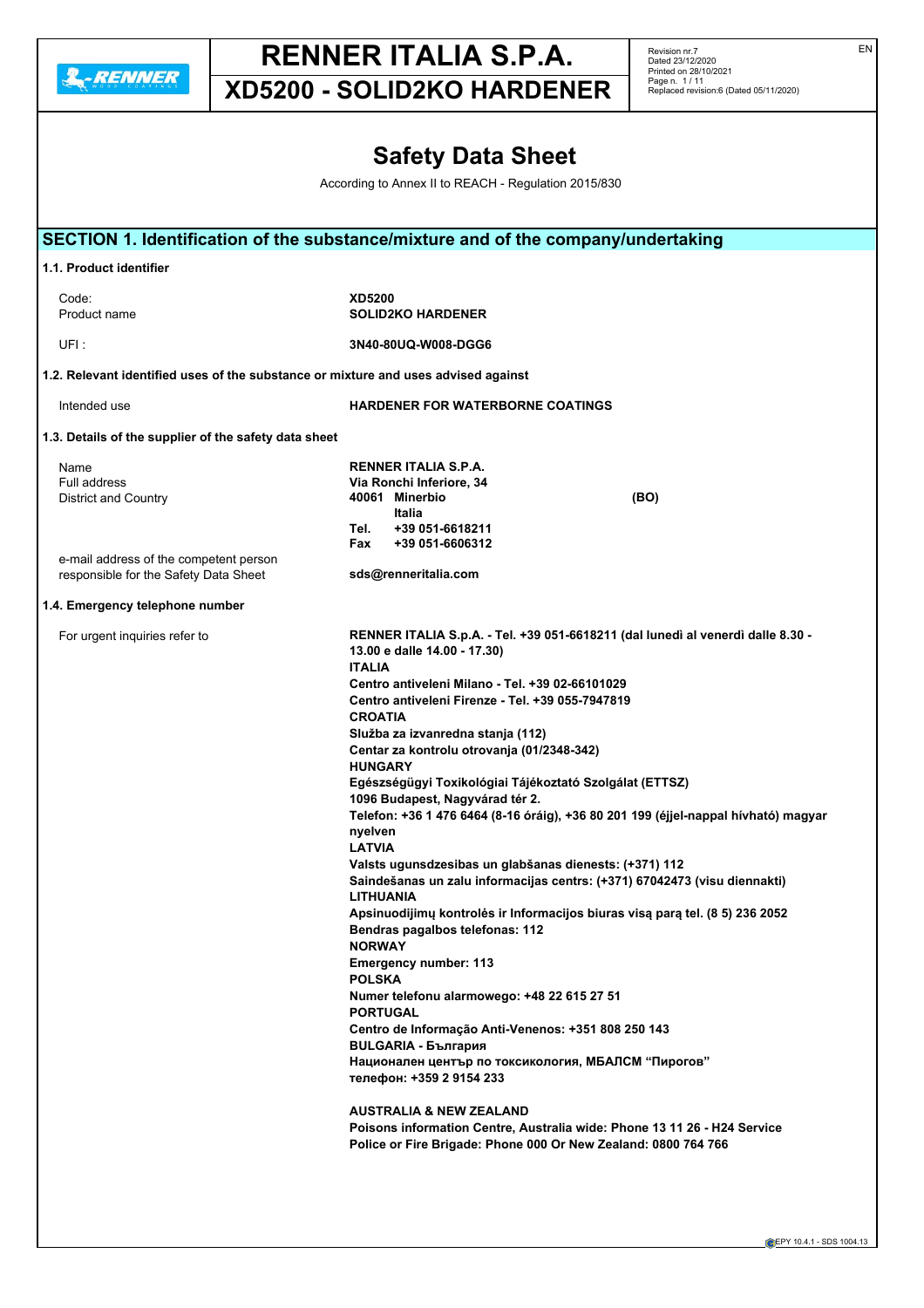# Safety Data Sheet

According to Annex II to REACH - Regulation 2015/830

## SECTION 1. Identification of the substance/mixture and of the company/undertaking

### 1.1. Product identifier

| | |
|---|---|
| Code: | **XD5200** |
| Product name | **SOLID2KO HARDENER** |
| UFI : | **3N40-80UQ-W008-DGG6** |

### 1.2. Relevant identified uses of the substance or mixture and uses advised against

| | |
|---|---|
| Intended use | **HARDENER FOR WATERBORNE COATINGS** |

### 1.3. Details of the supplier of the safety data sheet

| | |
|---|---|
| Name | **RENNER ITALIA S.P.A.** |
| Full address | **Via Ronchi Inferiore, 34** |
| District and Country | **40061 Minerbio (BO)** **Italia** |
| | **Tel. +39 051-6618211** |
| | **Fax +39 051-6606312** |
| e-mail address of the competent person responsible for the Safety Data Sheet | **sds@renneritalia.com** |

### 1.4. Emergency telephone number

For urgent inquiries refer to

**RENNER ITALIA S.p.A. - Tel. +39 051-6618211 (dal lunedì al venerdì dalle 8.30 - 13.00 e dalle 14.00 - 17.30)**
**ITALIA**
**Centro antiveleni Milano - Tel. +39 02-66101029**
**Centro antiveleni Firenze - Tel. +39 055-7947819**
**CROATIA**
**Služba za izvanredna stanja (112)**
**Centar za kontrolu otrovanja (01/2348-342)**
**HUNGARY**
**Egészségügyi Toxikológiai Tájékoztató Szolgálat (ETTSZ)**
**1096 Budapest, Nagyvárad tér 2.**
**Telefon: +36 1 476 6464 (8-16 óráig), +36 80 201 199 (éjjel-nappal hívható) magyar nyelven**
**LATVIA**
**Valsts ugunsdzesibas un glabšanas dienests: (+371) 112**
**Saindešanas un zalu informacijas centrs: (+371) 67042473 (visu diennakti)**
**LITHUANIA**
**Apsinuodijimų kontrolės ir Informacijos biuras visą parą tel. (8 5) 236 2052**
**Bendras pagalbos telefonas: 112**
**NORWAY**
**Emergency number: 113**
**POLSKA**
**Numer telefonu alarmowego: +48 22 615 27 51**
**PORTUGAL**
**Centro de Informação Anti-Venenos: +351 808 250 143**
**BULGARIA - България**
**Национален център по токсикология, МБАЛСМ "Пирогов"**
**телефон: +359 2 9154 233**

**AUSTRALIA & NEW ZEALAND**
**Poisons information Centre, Australia wide: Phone 13 11 26 - H24 Service**
**Police or Fire Brigade: Phone 000 Or New Zealand: 0800 764 766**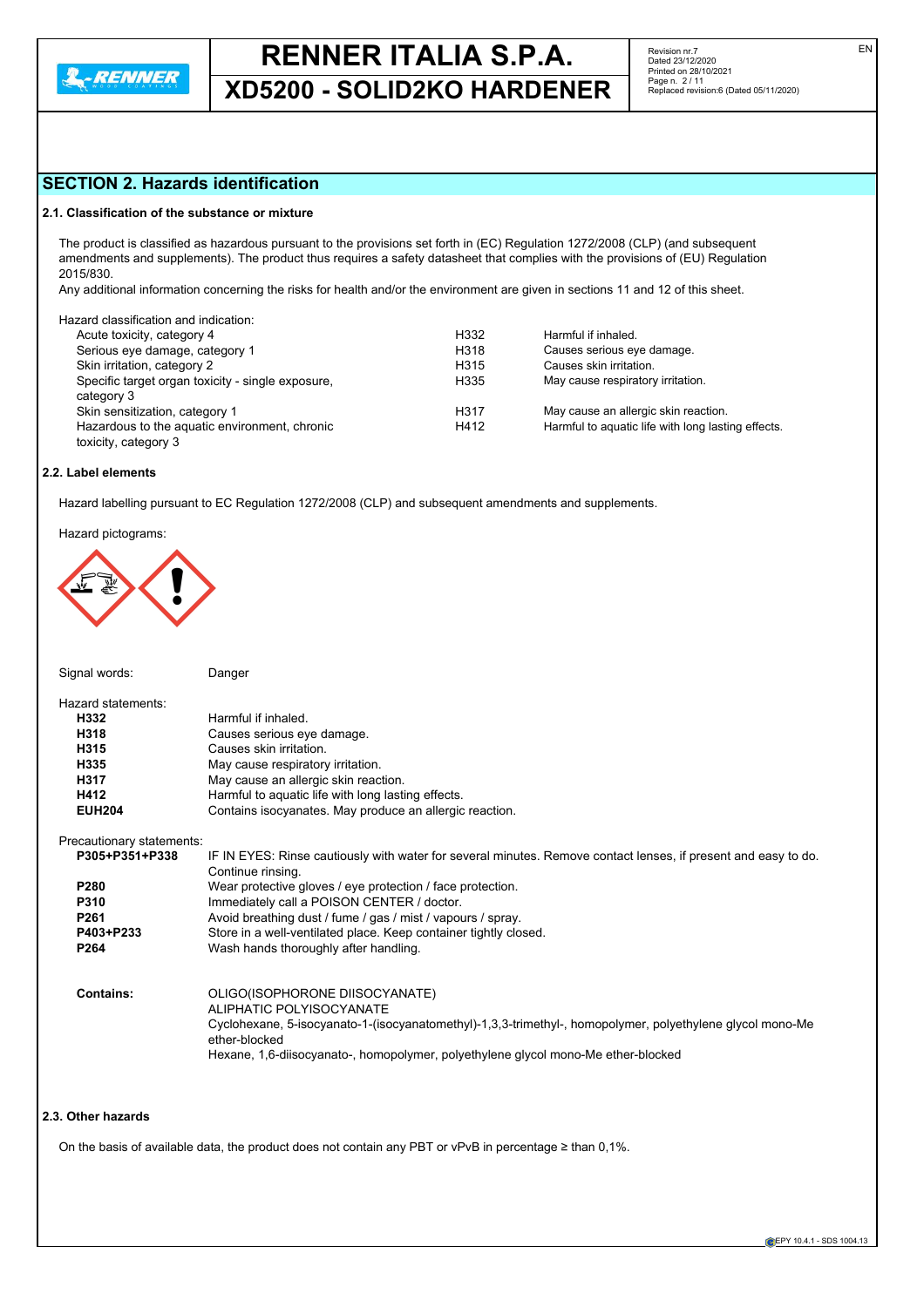## SECTION 2. Hazards identification

### 2.1. Classification of the substance or mixture

The product is classified as hazardous pursuant to the provisions set forth in (EC) Regulation 1272/2008 (CLP) (and subsequent amendments and supplements). The product thus requires a safety datasheet that complies with the provisions of (EU) Regulation 2015/830.

Any additional information concerning the risks for health and/or the environment are given in sections 11 and 12 of this sheet.

Hazard classification and indication:

| | | |
|---|---|---|
| Acute toxicity, category 4 | H332 | Harmful if inhaled. |
| Serious eye damage, category 1 | H318 | Causes serious eye damage. |
| Skin irritation, category 2 | H315 | Causes skin irritation. |
| Specific target organ toxicity - single exposure, category 3 | H335 | May cause respiratory irritation. |
| Skin sensitization, category 1 | H317 | May cause an allergic skin reaction. |
| Hazardous to the aquatic environment, chronic toxicity, category 3 | H412 | Harmful to aquatic life with long lasting effects. |

### 2.2. Label elements

Hazard labelling pursuant to EC Regulation 1272/2008 (CLP) and subsequent amendments and supplements.

Hazard pictograms:

Signal words: Danger

Hazard statements:

| | |
|---|---|
| **H332** | Harmful if inhaled. |
| **H318** | Causes serious eye damage. |
| **H315** | Causes skin irritation. |
| **H335** | May cause respiratory irritation. |
| **H317** | May cause an allergic skin reaction. |
| **H412** | Harmful to aquatic life with long lasting effects. |
| **EUH204** | Contains isocyanates. May produce an allergic reaction. |

Precautionary statements:

| | |
|---|---|
| **P305+P351+P338** | IF IN EYES: Rinse cautiously with water for several minutes. Remove contact lenses, if present and easy to do. Continue rinsing. |
| **P280** | Wear protective gloves / eye protection / face protection. |
| **P310** | Immediately call a POISON CENTER / doctor. |
| **P261** | Avoid breathing dust / fume / gas / mist / vapours / spray. |
| **P403+P233** | Store in a well-ventilated place. Keep container tightly closed. |
| **P264** | Wash hands thoroughly after handling. |

**Contains:** OLIGO(ISOPHORONE DIISOCYANATE)
ALIPHATIC POLYISOCYANATE
Cyclohexane, 5-isocyanato-1-(isocyanatomethyl)-1,3,3-trimethyl-, homopolymer, polyethylene glycol mono-Me ether-blocked
Hexane, 1,6-diisocyanato-, homopolymer, polyethylene glycol mono-Me ether-blocked

### 2.3. Other hazards

On the basis of available data, the product does not contain any PBT or vPvB in percentage ≥ than 0,1%.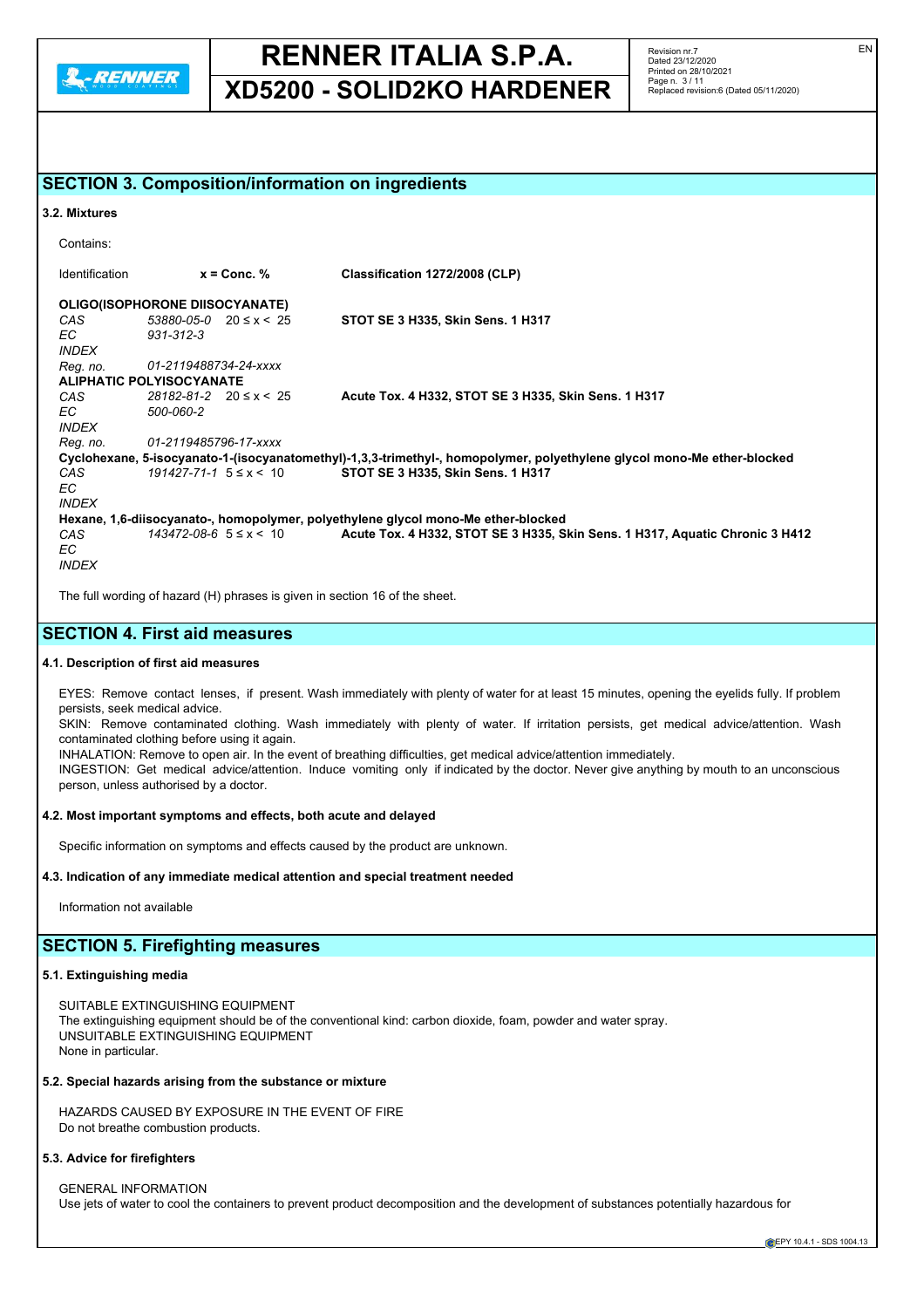## SECTION 3. Composition/information on ingredients

### 3.2. Mixtures

Contains:

| Identification | | x = Conc. % | Classification 1272/2008 (CLP) |
|---|---|---|---|
| **OLIGO(ISOPHORONE DIISOCYANATE)** | | | |
| *CAS* | *53880-05-0* | 20 ≤ x < 25 | **STOT SE 3 H335, Skin Sens. 1 H317** |
| *EC* | *931-312-3* | | |
| *INDEX* | | | |
| *Reg. no.* | *01-2119488734-24-xxxx* | | |
| **ALIPHATIC POLYISOCYANATE** | | | |
| *CAS* | *28182-81-2* | 20 ≤ x < 25 | **Acute Tox. 4 H332, STOT SE 3 H335, Skin Sens. 1 H317** |
| *EC* | *500-060-2* | | |
| *INDEX* | | | |
| *Reg. no.* | *01-2119485796-17-xxxx* | | |
| **Cyclohexane, 5-isocyanato-1-(isocyanatomethyl)-1,3,3-trimethyl-, homopolymer, polyethylene glycol mono-Me ether-blocked** | | | |
| *CAS* | *191427-71-1* | 5 ≤ x < 10 | **STOT SE 3 H335, Skin Sens. 1 H317** |
| *EC* | | | |
| *INDEX* | | | |
| **Hexane, 1,6-diisocyanato-, homopolymer, polyethylene glycol mono-Me ether-blocked** | | | |
| *CAS* | *143472-08-6* | 5 ≤ x < 10 | **Acute Tox. 4 H332, STOT SE 3 H335, Skin Sens. 1 H317, Aquatic Chronic 3 H412** |
| *EC* | | | |
| *INDEX* | | | |

The full wording of hazard (H) phrases is given in section 16 of the sheet.

## SECTION 4. First aid measures

### 4.1. Description of first aid measures

EYES: Remove contact lenses, if present. Wash immediately with plenty of water for at least 15 minutes, opening the eyelids fully. If problem persists, seek medical advice.
SKIN: Remove contaminated clothing. Wash immediately with plenty of water. If irritation persists, get medical advice/attention. Wash contaminated clothing before using it again.
INHALATION: Remove to open air. In the event of breathing difficulties, get medical advice/attention immediately.
INGESTION: Get medical advice/attention. Induce vomiting only if indicated by the doctor. Never give anything by mouth to an unconscious person, unless authorised by a doctor.

### 4.2. Most important symptoms and effects, both acute and delayed

Specific information on symptoms and effects caused by the product are unknown.

### 4.3. Indication of any immediate medical attention and special treatment needed

Information not available

## SECTION 5. Firefighting measures

### 5.1. Extinguishing media

SUITABLE EXTINGUISHING EQUIPMENT
The extinguishing equipment should be of the conventional kind: carbon dioxide, foam, powder and water spray.
UNSUITABLE EXTINGUISHING EQUIPMENT
None in particular.

### 5.2. Special hazards arising from the substance or mixture

HAZARDS CAUSED BY EXPOSURE IN THE EVENT OF FIRE
Do not breathe combustion products.

### 5.3. Advice for firefighters

GENERAL INFORMATION
Use jets of water to cool the containers to prevent product decomposition and the development of substances potentially hazardous for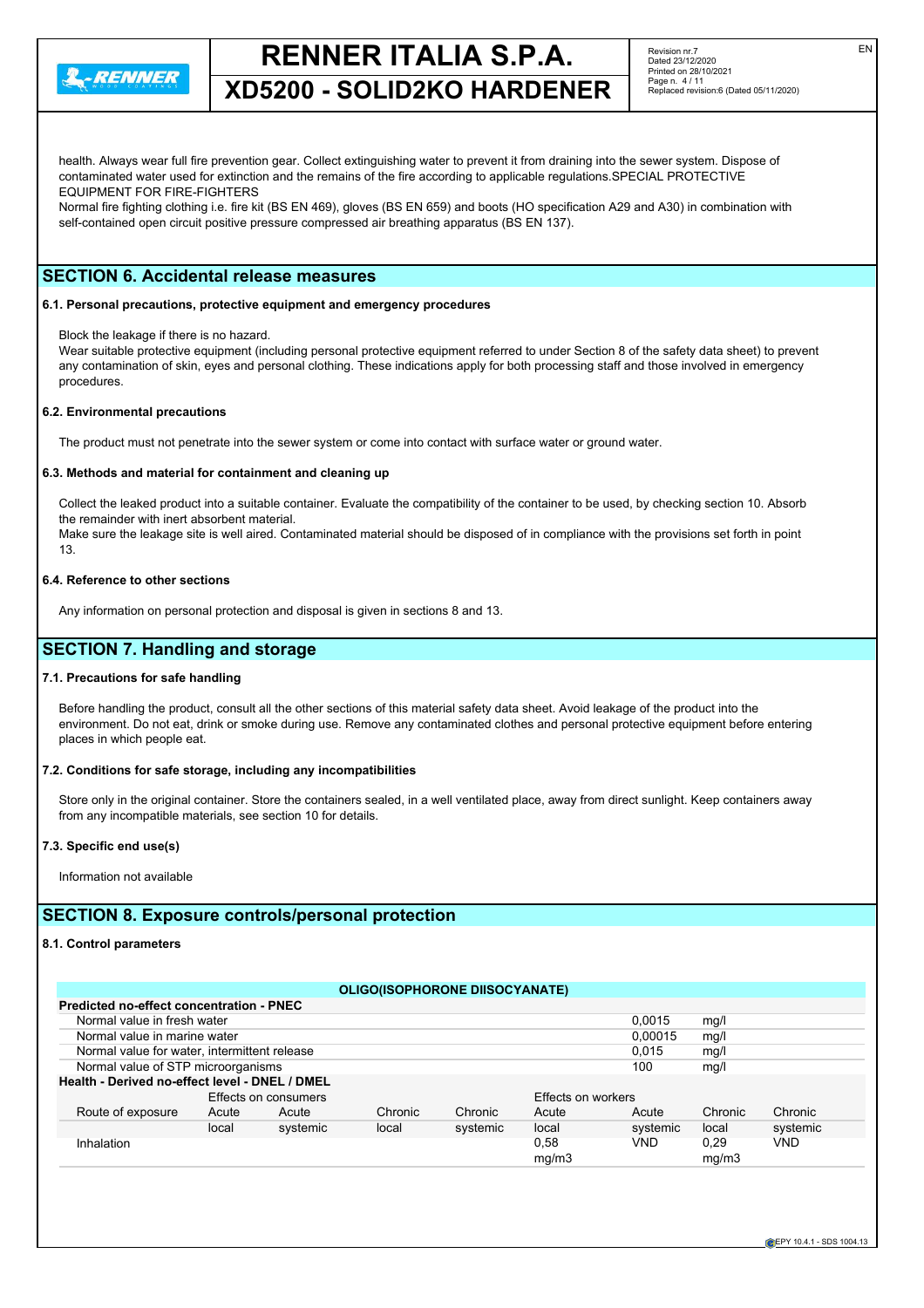health. Always wear full fire prevention gear. Collect extinguishing water to prevent it from draining into the sewer system. Dispose of contaminated water used for extinction and the remains of the fire according to applicable regulations.SPECIAL PROTECTIVE EQUIPMENT FOR FIRE-FIGHTERS
Normal fire fighting clothing i.e. fire kit (BS EN 469), gloves (BS EN 659) and boots (HO specification A29 and A30) in combination with self-contained open circuit positive pressure compressed air breathing apparatus (BS EN 137).

## SECTION 6. Accidental release measures

### 6.1. Personal precautions, protective equipment and emergency procedures

Block the leakage if there is no hazard.
Wear suitable protective equipment (including personal protective equipment referred to under Section 8 of the safety data sheet) to prevent any contamination of skin, eyes and personal clothing. These indications apply for both processing staff and those involved in emergency procedures.

### 6.2. Environmental precautions

The product must not penetrate into the sewer system or come into contact with surface water or ground water.

### 6.3. Methods and material for containment and cleaning up

Collect the leaked product into a suitable container. Evaluate the compatibility of the container to be used, by checking section 10. Absorb the remainder with inert absorbent material.
Make sure the leakage site is well aired. Contaminated material should be disposed of in compliance with the provisions set forth in point 13.

### 6.4. Reference to other sections

Any information on personal protection and disposal is given in sections 8 and 13.

## SECTION 7. Handling and storage

### 7.1. Precautions for safe handling

Before handling the product, consult all the other sections of this material safety data sheet. Avoid leakage of the product into the environment. Do not eat, drink or smoke during use. Remove any contaminated clothes and personal protective equipment before entering places in which people eat.

### 7.2. Conditions for safe storage, including any incompatibilities

Store only in the original container. Store the containers sealed, in a well ventilated place, away from direct sunlight. Keep containers away from any incompatible materials, see section 10 for details.

### 7.3. Specific end use(s)

Information not available

## SECTION 8. Exposure controls/personal protection

### 8.1. Control parameters

**OLIGO(ISOPHORONE DIISOCYANATE)**

| Predicted no-effect concentration - PNEC | | |
|---|---|---|
| Normal value in fresh water | 0,0015 | mg/l |
| Normal value in marine water | 0,00015 | mg/l |
| Normal value for water, intermittent release | 0,015 | mg/l |
| Normal value of STP microorganisms | 100 | mg/l |

**Health - Derived no-effect level - DNEL / DMEL**

| Route of exposure | Effects on consumers Acute local | Acute systemic | Chronic local | Chronic systemic | Effects on workers Acute local | Acute systemic | Chronic local | Chronic systemic |
|---|---|---|---|---|---|---|---|---|
| Inhalation | | | | | 0,58 mg/m3 | VND | 0,29 mg/m3 | VND |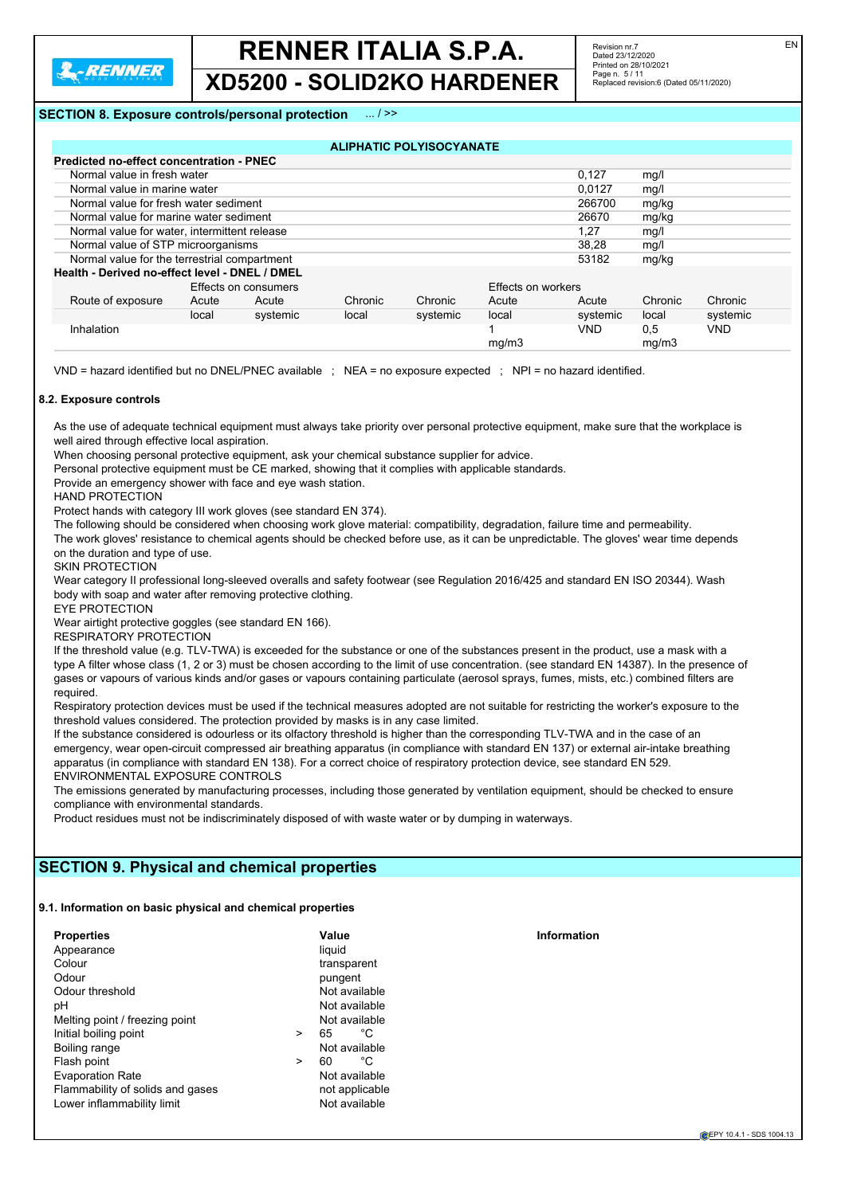## SECTION 8. Exposure controls/personal protection ... / >>

| ALIPHATIC POLYISOCYANATE | | | | | | | | |
|---|---|---|---|---|---|---|---|---|
| **Predicted no-effect concentration - PNEC** | | | | | | | | |
| Normal value in fresh water | | | | | | 0,127 | mg/l | |
| Normal value in marine water | | | | | | 0,0127 | mg/l | |
| Normal value for fresh water sediment | | | | | | 266700 | mg/kg | |
| Normal value for marine water sediment | | | | | | 26670 | mg/kg | |
| Normal value for water, intermittent release | | | | | | 1,27 | mg/l | |
| Normal value of STP microorganisms | | | | | | 38,28 | mg/l | |
| Normal value for the terrestrial compartment | | | | | | 53182 | mg/kg | |
| **Health - Derived no-effect level - DNEL / DMEL** | | | | | | | | |
| | Effects on consumers | | | | Effects on workers | | | |
| Route of exposure | Acute local | Acute systemic | Chronic local | Chronic systemic | Acute local | Acute systemic | Chronic local | Chronic systemic |
| Inhalation | | | | | 1 mg/m3 | VND | 0,5 mg/m3 | VND |

VND = hazard identified but no DNEL/PNEC available ; NEA = no exposure expected ; NPI = no hazard identified.

### 8.2. Exposure controls

As the use of adequate technical equipment must always take priority over personal protective equipment, make sure that the workplace is well aired through effective local aspiration.
When choosing personal protective equipment, ask your chemical substance supplier for advice.
Personal protective equipment must be CE marked, showing that it complies with applicable standards.
Provide an emergency shower with face and eye wash station.
HAND PROTECTION
Protect hands with category III work gloves (see standard EN 374).
The following should be considered when choosing work glove material: compatibility, degradation, failure time and permeability.
The work gloves' resistance to chemical agents should be checked before use, as it can be unpredictable. The gloves' wear time depends on the duration and type of use.
SKIN PROTECTION
Wear category II professional long-sleeved overalls and safety footwear (see Regulation 2016/425 and standard EN ISO 20344). Wash body with soap and water after removing protective clothing.
EYE PROTECTION
Wear airtight protective goggles (see standard EN 166).
RESPIRATORY PROTECTION
If the threshold value (e.g. TLV-TWA) is exceeded for the substance or one of the substances present in the product, use a mask with a type A filter whose class (1, 2 or 3) must be chosen according to the limit of use concentration. (see standard EN 14387). In the presence of gases or vapours of various kinds and/or gases or vapours containing particulate (aerosol sprays, fumes, mists, etc.) combined filters are required.
Respiratory protection devices must be used if the technical measures adopted are not suitable for restricting the worker's exposure to the threshold values considered. The protection provided by masks is in any case limited.
If the substance considered is odourless or its olfactory threshold is higher than the corresponding TLV-TWA and in the case of an emergency, wear open-circuit compressed air breathing apparatus (in compliance with standard EN 137) or external air-intake breathing apparatus (in compliance with standard EN 138). For a correct choice of respiratory protection device, see standard EN 529.
ENVIRONMENTAL EXPOSURE CONTROLS
The emissions generated by manufacturing processes, including those generated by ventilation equipment, should be checked to ensure compliance with environmental standards.
Product residues must not be indiscriminately disposed of with waste water or by dumping in waterways.

## SECTION 9. Physical and chemical properties

### 9.1. Information on basic physical and chemical properties

| Properties | Value | Information |
|---|---|---|
| Appearance | liquid | |
| Colour | transparent | |
| Odour | pungent | |
| Odour threshold | Not available | |
| pH | Not available | |
| Melting point / freezing point | Not available | |
| Initial boiling point | > 65 °C | |
| Boiling range | Not available | |
| Flash point | > 60 °C | |
| Evaporation Rate | Not available | |
| Flammability of solids and gases | not applicable | |
| Lower inflammability limit | Not available | |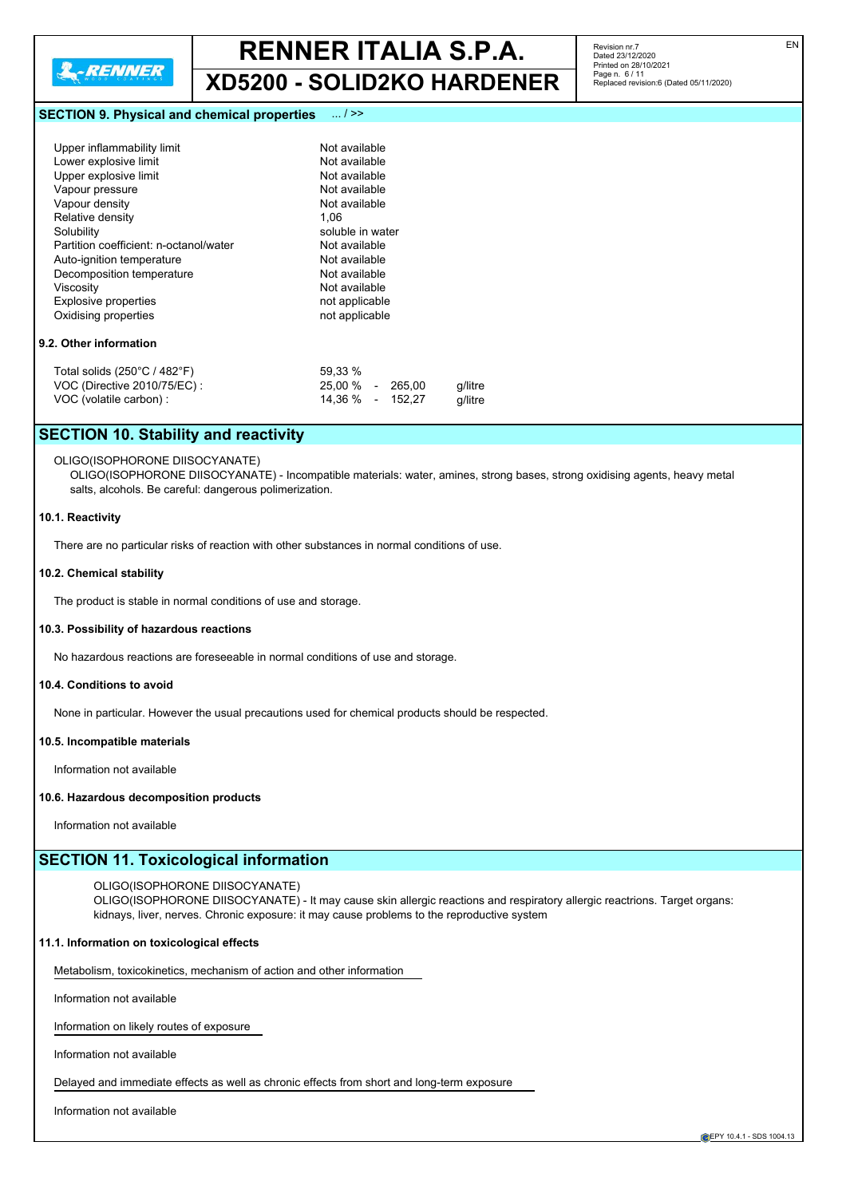## SECTION 9. Physical and chemical properties ... / >>

| | |
|---|---|
| Upper inflammability limit | Not available |
| Lower explosive limit | Not available |
| Upper explosive limit | Not available |
| Vapour pressure | Not available |
| Vapour density | Not available |
| Relative density | 1,06 |
| Solubility | soluble in water |
| Partition coefficient: n-octanol/water | Not available |
| Auto-ignition temperature | Not available |
| Decomposition temperature | Not available |
| Viscosity | Not available |
| Explosive properties | not applicable |
| Oxidising properties | not applicable |

**9.2. Other information**

| | | | |
|---|---|---|---|
| Total solids (250°C / 482°F) | 59,33 % | | |
| VOC (Directive 2010/75/EC) : | 25,00 % | - 265,00 | g/litre |
| VOC (volatile carbon) : | 14,36 % | - 152,27 | g/litre |

## SECTION 10. Stability and reactivity

OLIGO(ISOPHORONE DIISOCYANATE)
OLIGO(ISOPHORONE DIISOCYANATE) - Incompatible materials: water, amines, strong bases, strong oxidising agents, heavy metal salts, alcohols. Be careful: dangerous polimerization.

**10.1. Reactivity**

There are no particular risks of reaction with other substances in normal conditions of use.

**10.2. Chemical stability**

The product is stable in normal conditions of use and storage.

**10.3. Possibility of hazardous reactions**

No hazardous reactions are foreseeable in normal conditions of use and storage.

**10.4. Conditions to avoid**

None in particular. However the usual precautions used for chemical products should be respected.

**10.5. Incompatible materials**

Information not available

**10.6. Hazardous decomposition products**

Information not available

## SECTION 11. Toxicological information

OLIGO(ISOPHORONE DIISOCYANATE)
OLIGO(ISOPHORONE DIISOCYANATE) - It may cause skin allergic reactions and respiratory allergic reactrions. Target organs: kidnays, liver, nerves. Chronic exposure: it may cause problems to the reproductive system

**11.1. Information on toxicological effects**

Metabolism, toxicokinetics, mechanism of action and other information

Information not available

Information on likely routes of exposure

Information not available

Delayed and immediate effects as well as chronic effects from short and long-term exposure

Information not available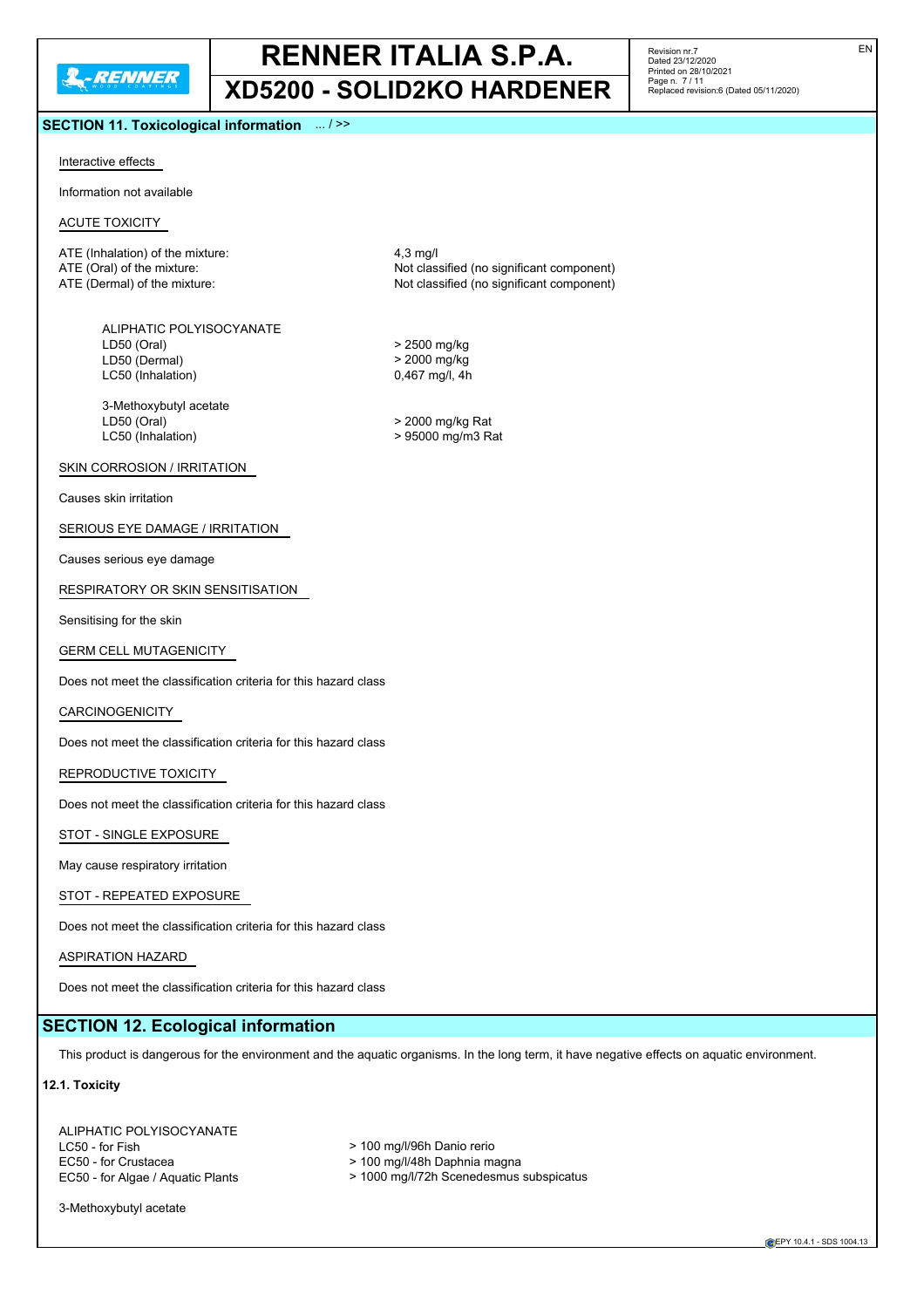## SECTION 11. Toxicological information ... / >>

Interactive effects

Information not available

ACUTE TOXICITY

ATE (Inhalation) of the mixture: 4,3 mg/l
ATE (Oral) of the mixture: Not classified (no significant component)
ATE (Dermal) of the mixture: Not classified (no significant component)

ALIPHATIC POLYISOCYANATE
LD50 (Oral) > 2500 mg/kg
LD50 (Dermal) > 2000 mg/kg
LC50 (Inhalation) 0,467 mg/l, 4h

3-Methoxybutyl acetate
LD50 (Oral) > 2000 mg/kg Rat
LC50 (Inhalation) > 95000 mg/m3 Rat

SKIN CORROSION / IRRITATION

Causes skin irritation

SERIOUS EYE DAMAGE / IRRITATION

Causes serious eye damage

RESPIRATORY OR SKIN SENSITISATION

Sensitising for the skin

GERM CELL MUTAGENICITY

Does not meet the classification criteria for this hazard class

CARCINOGENICITY

Does not meet the classification criteria for this hazard class

REPRODUCTIVE TOXICITY

Does not meet the classification criteria for this hazard class

STOT - SINGLE EXPOSURE

May cause respiratory irritation

STOT - REPEATED EXPOSURE

Does not meet the classification criteria for this hazard class

ASPIRATION HAZARD

Does not meet the classification criteria for this hazard class

## SECTION 12. Ecological information

This product is dangerous for the environment and the aquatic organisms. In the long term, it have negative effects on aquatic environment.

**12.1. Toxicity**

ALIPHATIC POLYISOCYANATE
LC50 - for Fish > 100 mg/l/96h Danio rerio
EC50 - for Crustacea > 100 mg/l/48h Daphnia magna
EC50 - for Algae / Aquatic Plants > 1000 mg/l/72h Scenedesmus subspicatus

3-Methoxybutyl acetate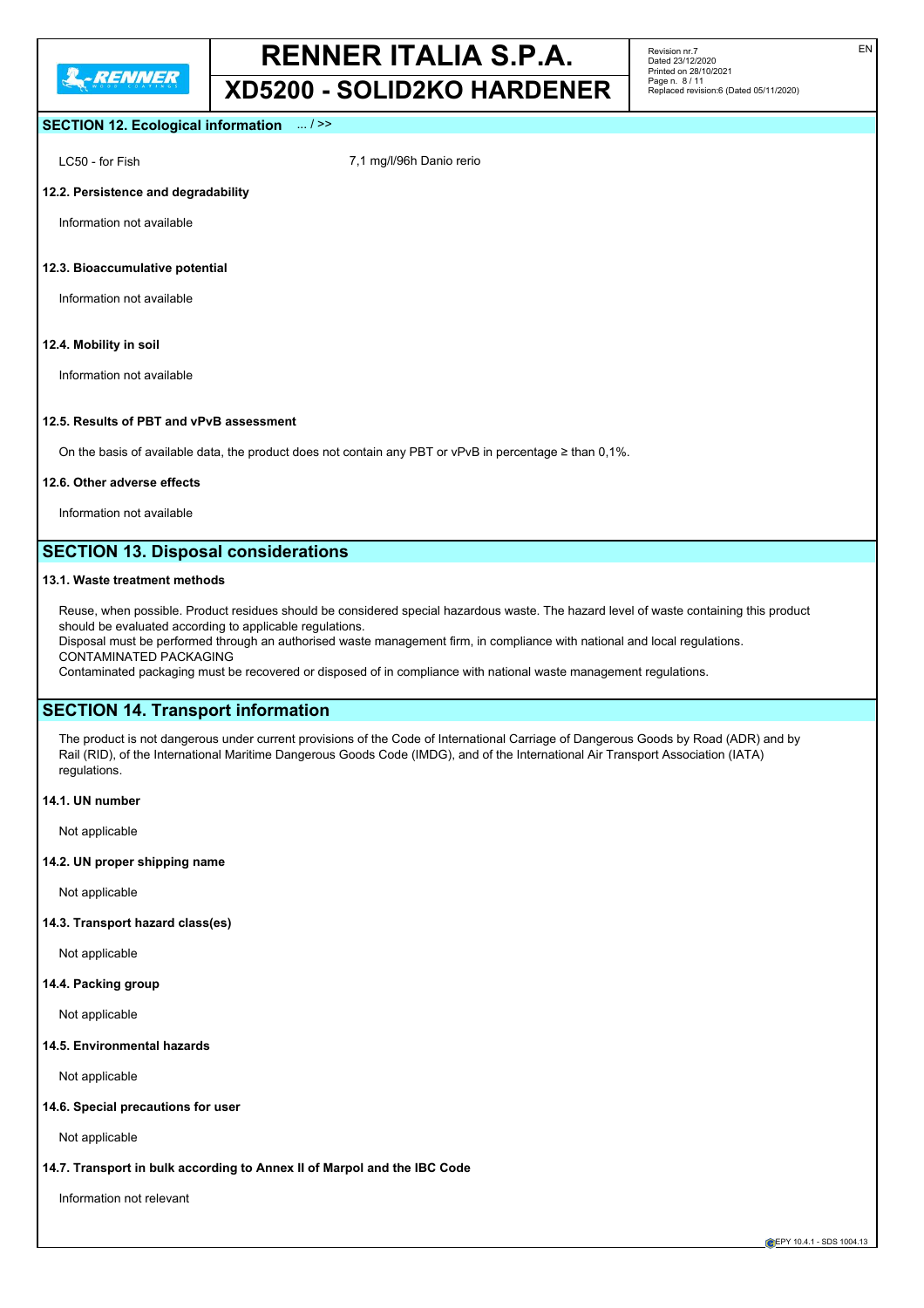## SECTION 12. Ecological information ... / >>

| | |
|---|---|
| LC50 - for Fish | 7,1 mg/l/96h Danio rerio |

### 12.2. Persistence and degradability

Information not available

### 12.3. Bioaccumulative potential

Information not available

### 12.4. Mobility in soil

Information not available

### 12.5. Results of PBT and vPvB assessment

On the basis of available data, the product does not contain any PBT or vPvB in percentage ≥ than 0,1%.

### 12.6. Other adverse effects

Information not available

## SECTION 13. Disposal considerations

### 13.1. Waste treatment methods

Reuse, when possible. Product residues should be considered special hazardous waste. The hazard level of waste containing this product should be evaluated according to applicable regulations.
Disposal must be performed through an authorised waste management firm, in compliance with national and local regulations.
CONTAMINATED PACKAGING
Contaminated packaging must be recovered or disposed of in compliance with national waste management regulations.

## SECTION 14. Transport information

The product is not dangerous under current provisions of the Code of International Carriage of Dangerous Goods by Road (ADR) and by Rail (RID), of the International Maritime Dangerous Goods Code (IMDG), and of the International Air Transport Association (IATA) regulations.

### 14.1. UN number

Not applicable

### 14.2. UN proper shipping name

Not applicable

### 14.3. Transport hazard class(es)

Not applicable

### 14.4. Packing group

Not applicable

### 14.5. Environmental hazards

Not applicable

### 14.6. Special precautions for user

Not applicable

### 14.7. Transport in bulk according to Annex II of Marpol and the IBC Code

Information not relevant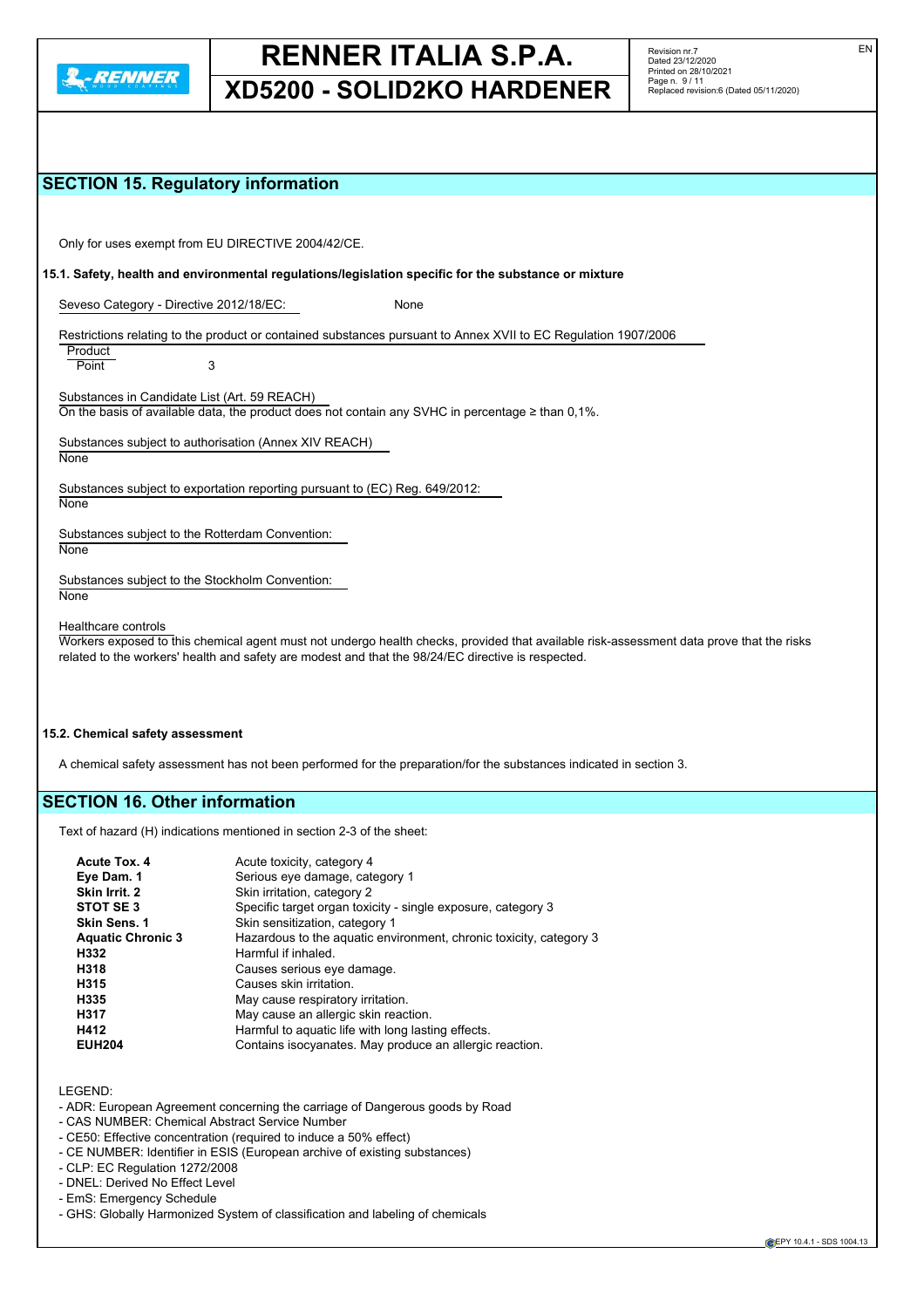## SECTION 15. Regulatory information

Only for uses exempt from EU DIRECTIVE 2004/42/CE.

**15.1. Safety, health and environmental regulations/legislation specific for the substance or mixture**

Seveso Category - Directive 2012/18/EC: None

Restrictions relating to the product or contained substances pursuant to Annex XVII to EC Regulation 1907/2006

Product
Point 3

Substances in Candidate List (Art. 59 REACH)
On the basis of available data, the product does not contain any SVHC in percentage ≥ than 0,1%.

Substances subject to authorisation (Annex XIV REACH)
None

Substances subject to exportation reporting pursuant to (EC) Reg. 649/2012:
None

Substances subject to the Rotterdam Convention:
None

Substances subject to the Stockholm Convention:
None

Healthcare controls
Workers exposed to this chemical agent must not undergo health checks, provided that available risk-assessment data prove that the risks related to the workers' health and safety are modest and that the 98/24/EC directive is respected.

**15.2. Chemical safety assessment**

A chemical safety assessment has not been performed for the preparation/for the substances indicated in section 3.

## SECTION 16. Other information

Text of hazard (H) indications mentioned in section 2-3 of the sheet:

| | |
|---|---|
| **Acute Tox. 4** | Acute toxicity, category 4 |
| **Eye Dam. 1** | Serious eye damage, category 1 |
| **Skin Irrit. 2** | Skin irritation, category 2 |
| **STOT SE 3** | Specific target organ toxicity - single exposure, category 3 |
| **Skin Sens. 1** | Skin sensitization, category 1 |
| **Aquatic Chronic 3** | Hazardous to the aquatic environment, chronic toxicity, category 3 |
| **H332** | Harmful if inhaled. |
| **H318** | Causes serious eye damage. |
| **H315** | Causes skin irritation. |
| **H335** | May cause respiratory irritation. |
| **H317** | May cause an allergic skin reaction. |
| **H412** | Harmful to aquatic life with long lasting effects. |
| **EUH204** | Contains isocyanates. May produce an allergic reaction. |

LEGEND:
- ADR: European Agreement concerning the carriage of Dangerous goods by Road
- CAS NUMBER: Chemical Abstract Service Number
- CE50: Effective concentration (required to induce a 50% effect)
- CE NUMBER: Identifier in ESIS (European archive of existing substances)
- CLP: EC Regulation 1272/2008
- DNEL: Derived No Effect Level
- EmS: Emergency Schedule
- GHS: Globally Harmonized System of classification and labeling of chemicals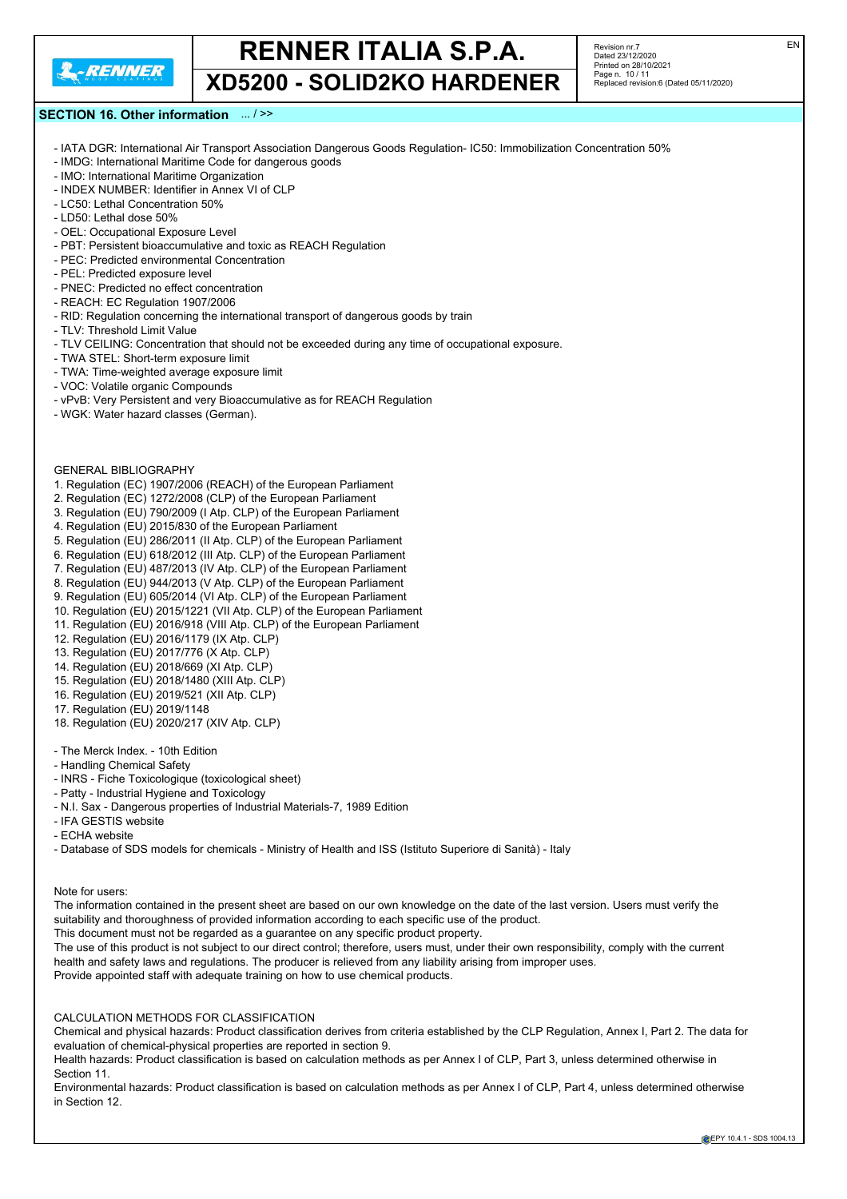## SECTION 16. Other information ... / >>

- IATA DGR: International Air Transport Association Dangerous Goods Regulation- IC50: Immobilization Concentration 50%
- IMDG: International Maritime Code for dangerous goods
- IMO: International Maritime Organization
- INDEX NUMBER: Identifier in Annex VI of CLP
- LC50: Lethal Concentration 50%
- LD50: Lethal dose 50%
- OEL: Occupational Exposure Level
- PBT: Persistent bioaccumulative and toxic as REACH Regulation
- PEC: Predicted environmental Concentration
- PEL: Predicted exposure level
- PNEC: Predicted no effect concentration
- REACH: EC Regulation 1907/2006
- RID: Regulation concerning the international transport of dangerous goods by train
- TLV: Threshold Limit Value
- TLV CEILING: Concentration that should not be exceeded during any time of occupational exposure.
- TWA STEL: Short-term exposure limit
- TWA: Time-weighted average exposure limit
- VOC: Volatile organic Compounds
- vPvB: Very Persistent and very Bioaccumulative as for REACH Regulation
- WGK: Water hazard classes (German).

GENERAL BIBLIOGRAPHY

1. Regulation (EC) 1907/2006 (REACH) of the European Parliament
2. Regulation (EC) 1272/2008 (CLP) of the European Parliament
3. Regulation (EU) 790/2009 (I Atp. CLP) of the European Parliament
4. Regulation (EU) 2015/830 of the European Parliament
5. Regulation (EU) 286/2011 (II Atp. CLP) of the European Parliament
6. Regulation (EU) 618/2012 (III Atp. CLP) of the European Parliament
7. Regulation (EU) 487/2013 (IV Atp. CLP) of the European Parliament
8. Regulation (EU) 944/2013 (V Atp. CLP) of the European Parliament
9. Regulation (EU) 605/2014 (VI Atp. CLP) of the European Parliament
10. Regulation (EU) 2015/1221 (VII Atp. CLP) of the European Parliament
11. Regulation (EU) 2016/918 (VIII Atp. CLP) of the European Parliament
12. Regulation (EU) 2016/1179 (IX Atp. CLP)
13. Regulation (EU) 2017/776 (X Atp. CLP)
14. Regulation (EU) 2018/669 (XI Atp. CLP)
15. Regulation (EU) 2018/1480 (XIII Atp. CLP)
16. Regulation (EU) 2019/521 (XII Atp. CLP)
17. Regulation (EU) 2019/1148
18. Regulation (EU) 2020/217 (XIV Atp. CLP)

- The Merck Index. - 10th Edition
- Handling Chemical Safety
- INRS - Fiche Toxicologique (toxicological sheet)
- Patty - Industrial Hygiene and Toxicology
- N.I. Sax - Dangerous properties of Industrial Materials-7, 1989 Edition
- IFA GESTIS website
- ECHA website
- Database of SDS models for chemicals - Ministry of Health and ISS (Istituto Superiore di Sanità) - Italy

Note for users:

The information contained in the present sheet are based on our own knowledge on the date of the last version. Users must verify the suitability and thoroughness of provided information according to each specific use of the product.

This document must not be regarded as a guarantee on any specific product property.

The use of this product is not subject to our direct control; therefore, users must, under their own responsibility, comply with the current health and safety laws and regulations. The producer is relieved from any liability arising from improper uses.

Provide appointed staff with adequate training on how to use chemical products.

CALCULATION METHODS FOR CLASSIFICATION

Chemical and physical hazards: Product classification derives from criteria established by the CLP Regulation, Annex I, Part 2. The data for evaluation of chemical-physical properties are reported in section 9.

Health hazards: Product classification is based on calculation methods as per Annex I of CLP, Part 3, unless determined otherwise in Section 11.

Environmental hazards: Product classification is based on calculation methods as per Annex I of CLP, Part 4, unless determined otherwise in Section 12.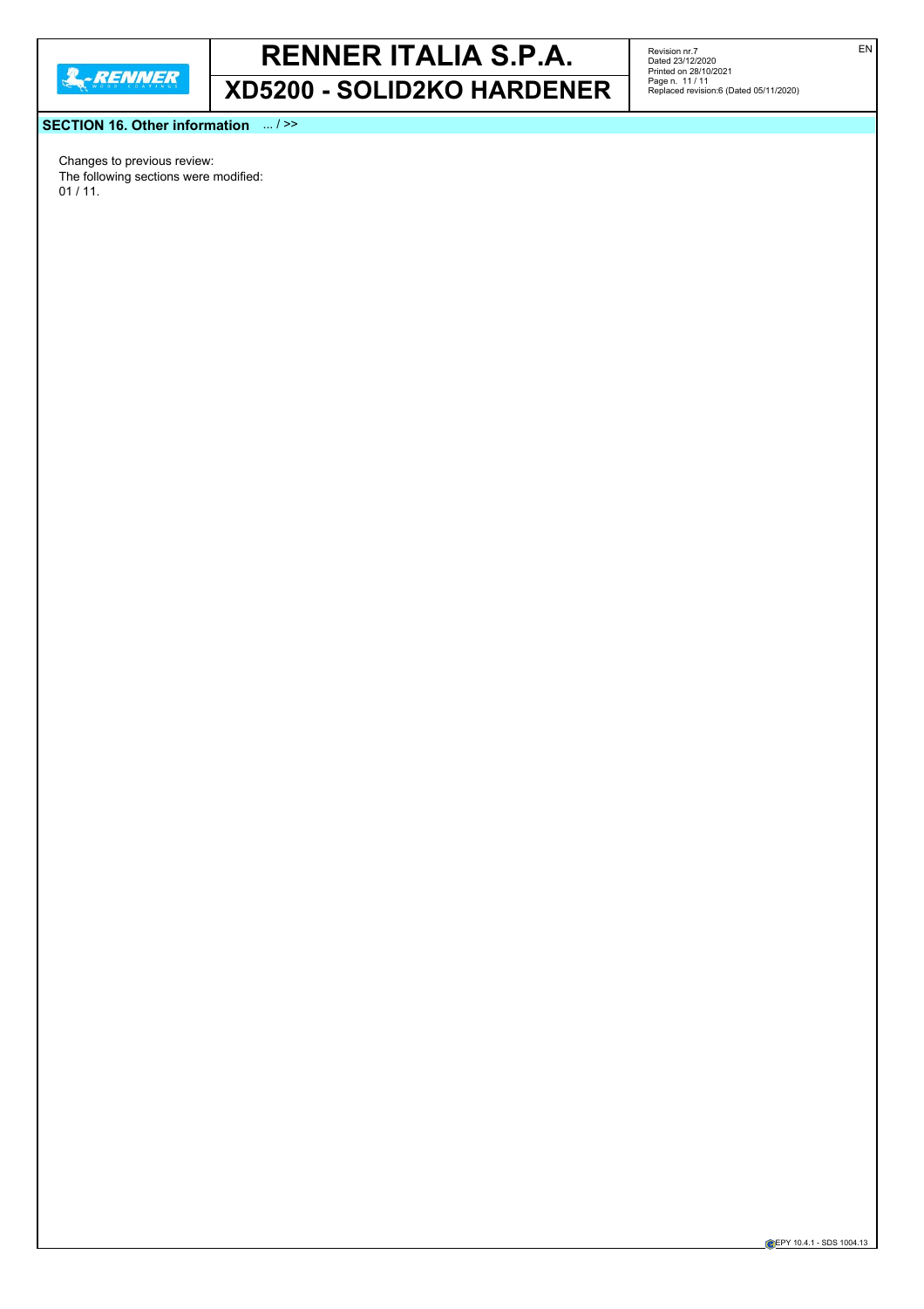## SECTION 16. Other information ... / >>

Changes to previous review:
The following sections were modified:
01 / 11.